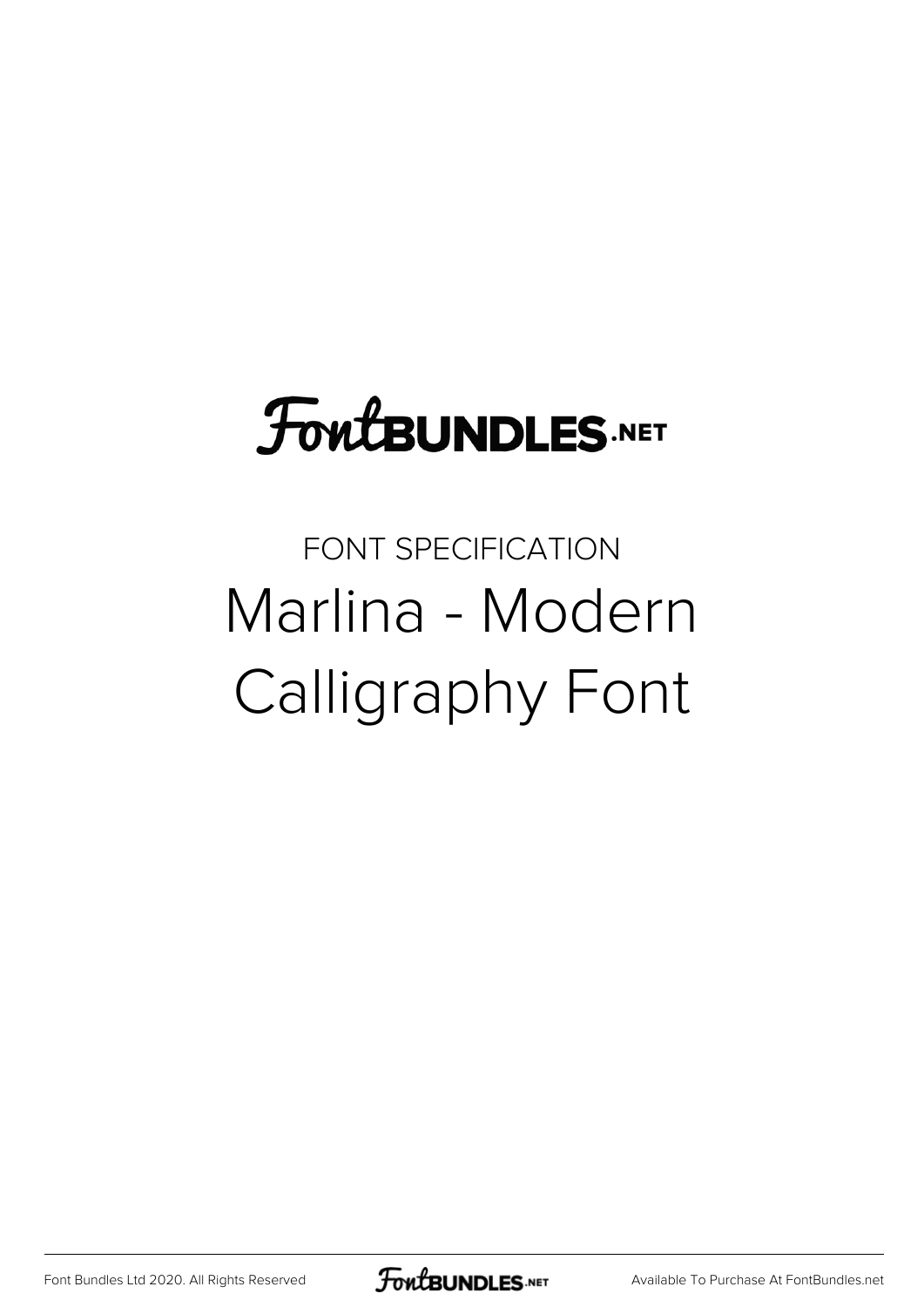FontBUNDLES.NET

FONT SPECIFICATION

# Marlina - Modern Calligraphy Font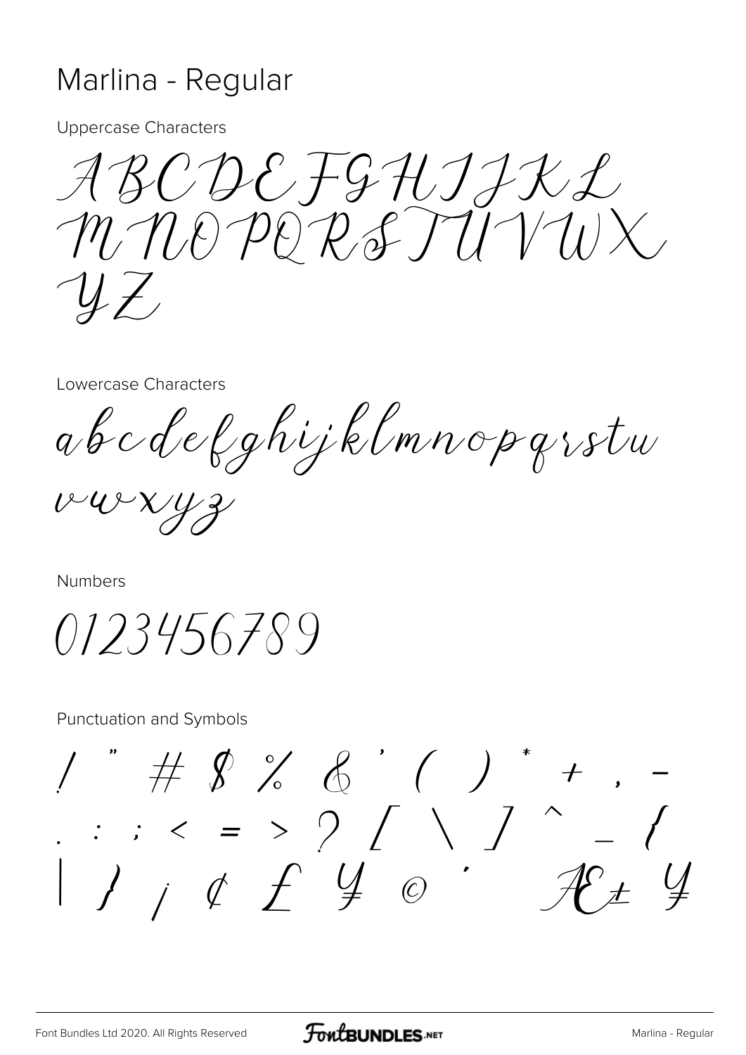# Marlina - Regular

Uppercase Characters

ABCDEFGHIJKL
MNOPQRSTUVWX
YZ

Lowercase Characters

abcdefghijklmnopqrstu
vwxyz

Numbers

0123456789

Punctuation and Symbols

! " # $ % & ' ( ) * + , -
. : ; < = > ? [ \ ] ^ _ {
| } ¡ ¢ £ ¥ © ´ Æ ± ¥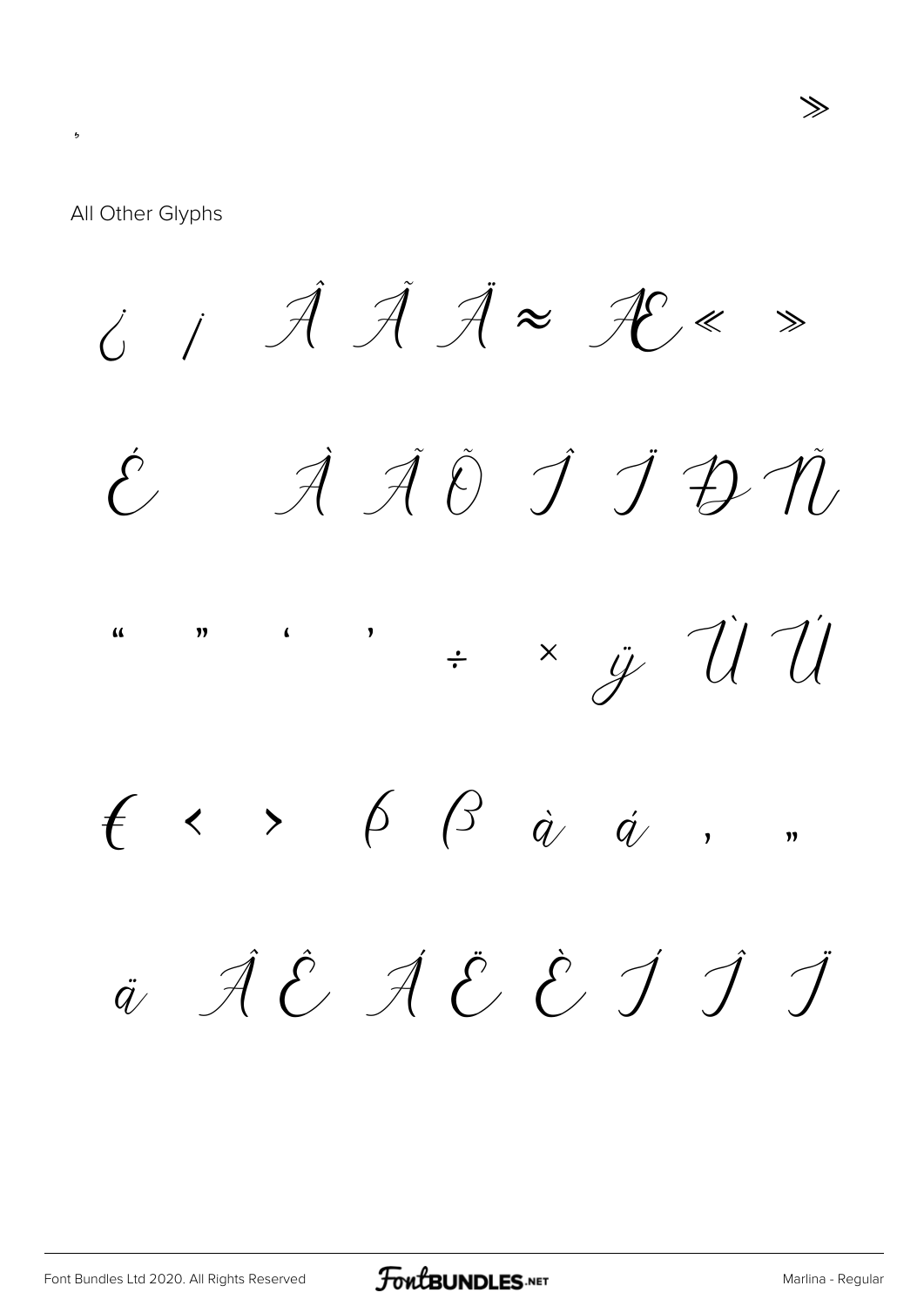‚ ≫

All Other Glyphs

¿ ¡ Â Ã Ä ≈ Æ « »

É À Ã Õ Î Ï Đ Ñ

“ ” ‘ ’ ÷ × ÿ Ù Ú

€ ‹ › ϐ ß à á ‚ „

ä Â Ê Á Ë È Í Î Ï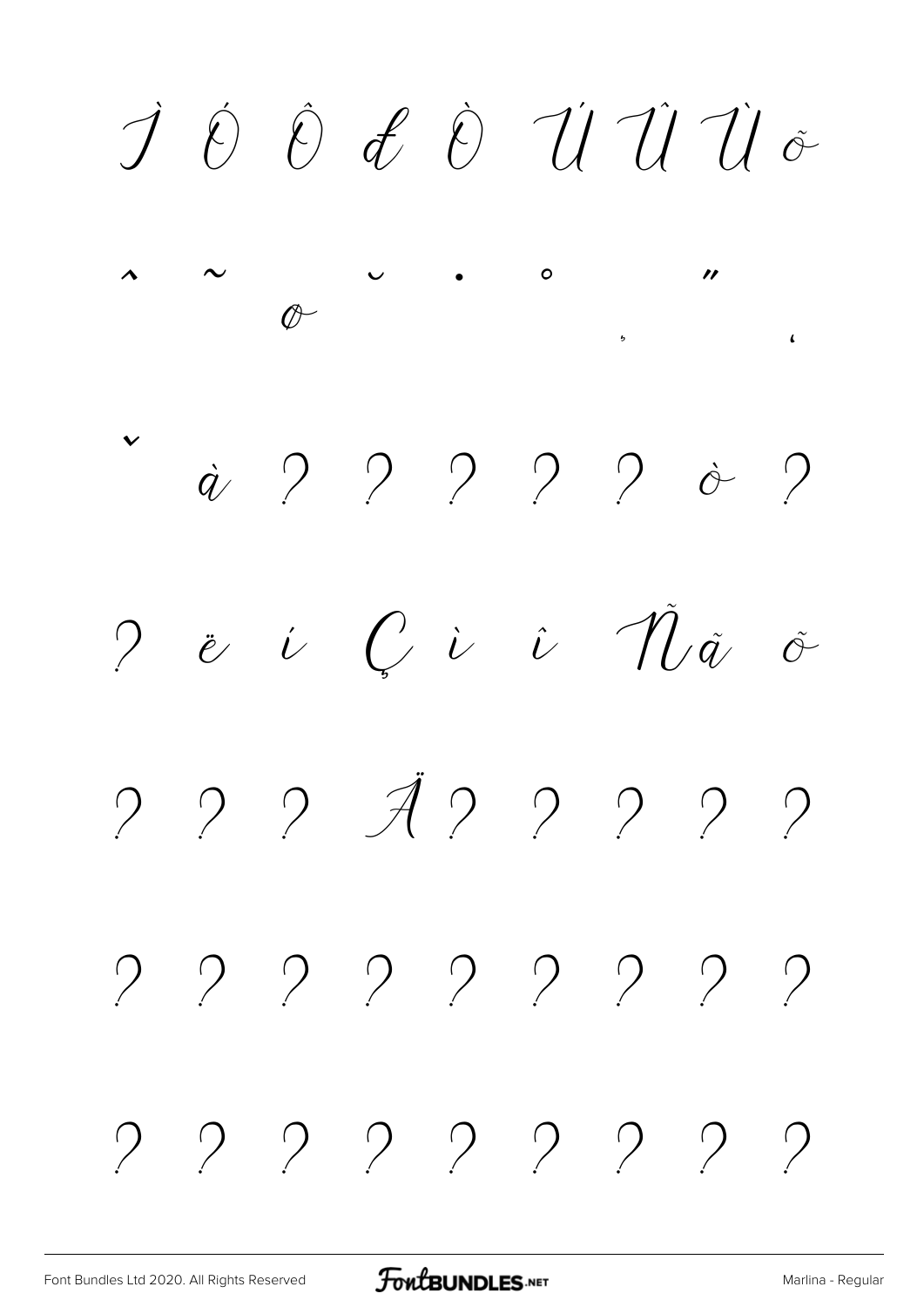Ì Ó Ô đ Ò Ú Û Ù õ

ˆ ˜ ø ˘ ˙ ˚ ¸ ˝ ˛

ˇ à ? ? ? ? ? ò ?

? ë í Ç ì î Ñ ã õ

? ? ? Ä ? ? ? ? ?

? ? ? ? ? ? ? ? ?

? ? ? ? ? ? ? ? ?